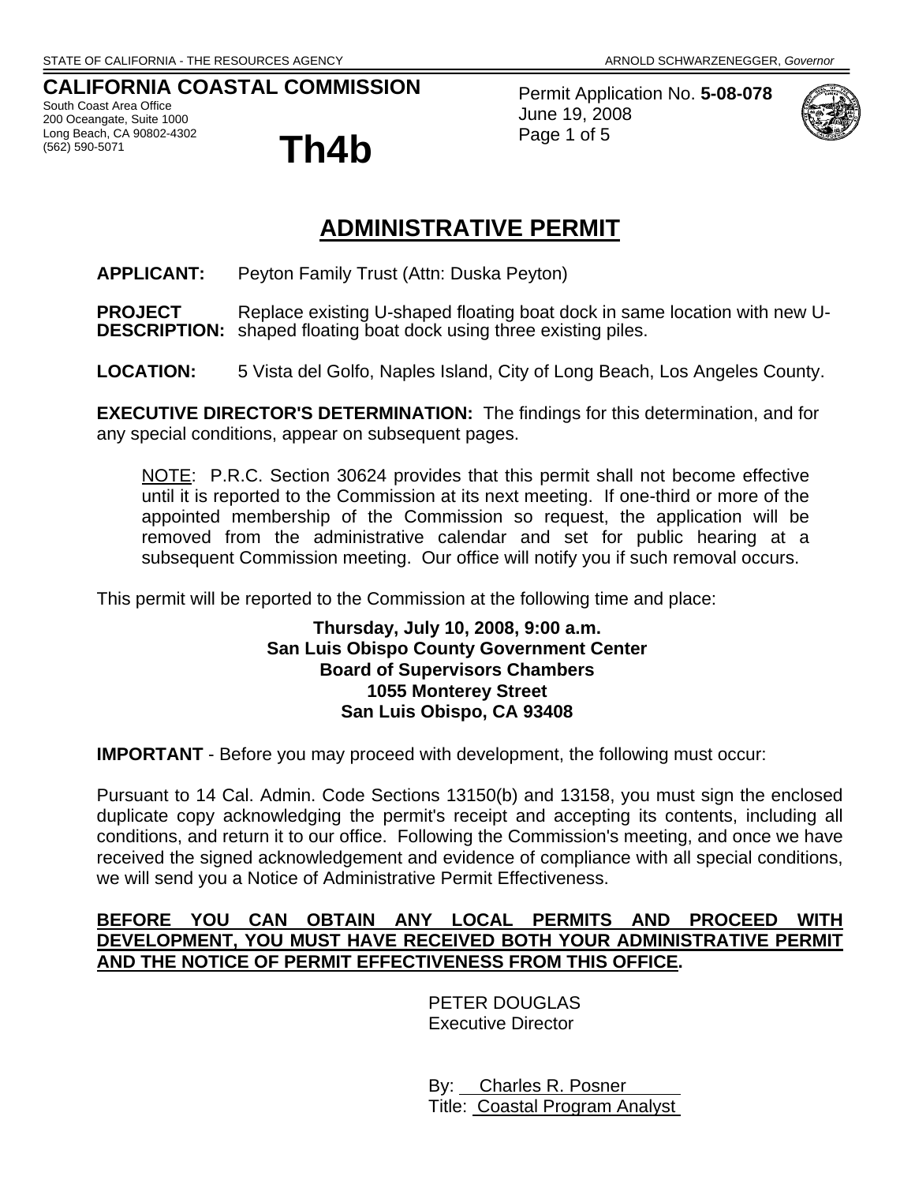STATE OF CALIFORNIA - THE RESOURCES AGENCY — ARNOLD SCHWARZENEGGER, *Governor*

**CALIFORNIA COASTAL COMMISSION**
South Coast Area Office
200 Oceangate, Suite 1000
Long Beach, CA 90802-4302
(562) 590-5071

# Th4b

Permit Application No. **5-08-078**
June 19, 2008

# ADMINISTRATIVE PERMIT

**APPLICANT:** Peyton Family Trust (Attn: Duska Peyton)

**PROJECT DESCRIPTION:** Replace existing U-shaped floating boat dock in same location with new U-shaped floating boat dock using three existing piles.

**LOCATION:** 5 Vista del Golfo, Naples Island, City of Long Beach, Los Angeles County.

**EXECUTIVE DIRECTOR'S DETERMINATION:** The findings for this determination, and for any special conditions, appear on subsequent pages.

> NOTE: P.R.C. Section 30624 provides that this permit shall not become effective until it is reported to the Commission at its next meeting. If one-third or more of the appointed membership of the Commission so request, the application will be removed from the administrative calendar and set for public hearing at a subsequent Commission meeting. Our office will notify you if such removal occurs.

This permit will be reported to the Commission at the following time and place:

**Thursday, July 10, 2008, 9:00 a.m.**
**San Luis Obispo County Government Center**
**Board of Supervisors Chambers**
**1055 Monterey Street**
**San Luis Obispo, CA 93408**

**IMPORTANT** - Before you may proceed with development, the following must occur:

Pursuant to 14 Cal. Admin. Code Sections 13150(b) and 13158, you must sign the enclosed duplicate copy acknowledging the permit's receipt and accepting its contents, including all conditions, and return it to our office. Following the Commission's meeting, and once we have received the signed acknowledgement and evidence of compliance with all special conditions, we will send you a Notice of Administrative Permit Effectiveness.

**BEFORE YOU CAN OBTAIN ANY LOCAL PERMITS AND PROCEED WITH DEVELOPMENT, YOU MUST HAVE RECEIVED BOTH YOUR ADMINISTRATIVE PERMIT AND THE NOTICE OF PERMIT EFFECTIVENESS FROM THIS OFFICE.**

PETER DOUGLAS
Executive Director

By: Charles R. Posner
Title: Coastal Program Analyst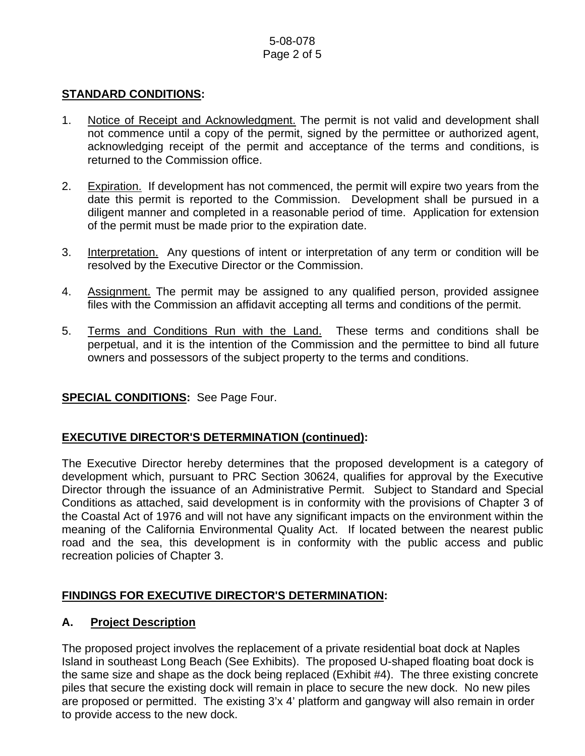## STANDARD CONDITIONS:

1. Notice of Receipt and Acknowledgment. The permit is not valid and development shall not commence until a copy of the permit, signed by the permittee or authorized agent, acknowledging receipt of the permit and acceptance of the terms and conditions, is returned to the Commission office.

2. Expiration. If development has not commenced, the permit will expire two years from the date this permit is reported to the Commission. Development shall be pursued in a diligent manner and completed in a reasonable period of time. Application for extension of the permit must be made prior to the expiration date.

3. Interpretation. Any questions of intent or interpretation of any term or condition will be resolved by the Executive Director or the Commission.

4. Assignment. The permit may be assigned to any qualified person, provided assignee files with the Commission an affidavit accepting all terms and conditions of the permit.

5. Terms and Conditions Run with the Land. These terms and conditions shall be perpetual, and it is the intention of the Commission and the permittee to bind all future owners and possessors of the subject property to the terms and conditions.

**SPECIAL CONDITIONS:** See Page Four.

## EXECUTIVE DIRECTOR'S DETERMINATION (continued):

The Executive Director hereby determines that the proposed development is a category of development which, pursuant to PRC Section 30624, qualifies for approval by the Executive Director through the issuance of an Administrative Permit. Subject to Standard and Special Conditions as attached, said development is in conformity with the provisions of Chapter 3 of the Coastal Act of 1976 and will not have any significant impacts on the environment within the meaning of the California Environmental Quality Act. If located between the nearest public road and the sea, this development is in conformity with the public access and public recreation policies of Chapter 3.

## FINDINGS FOR EXECUTIVE DIRECTOR'S DETERMINATION:

### A. Project Description

The proposed project involves the replacement of a private residential boat dock at Naples Island in southeast Long Beach (See Exhibits). The proposed U-shaped floating boat dock is the same size and shape as the dock being replaced (Exhibit #4). The three existing concrete piles that secure the existing dock will remain in place to secure the new dock. No new piles are proposed or permitted. The existing 3'x 4' platform and gangway will also remain in order to provide access to the new dock.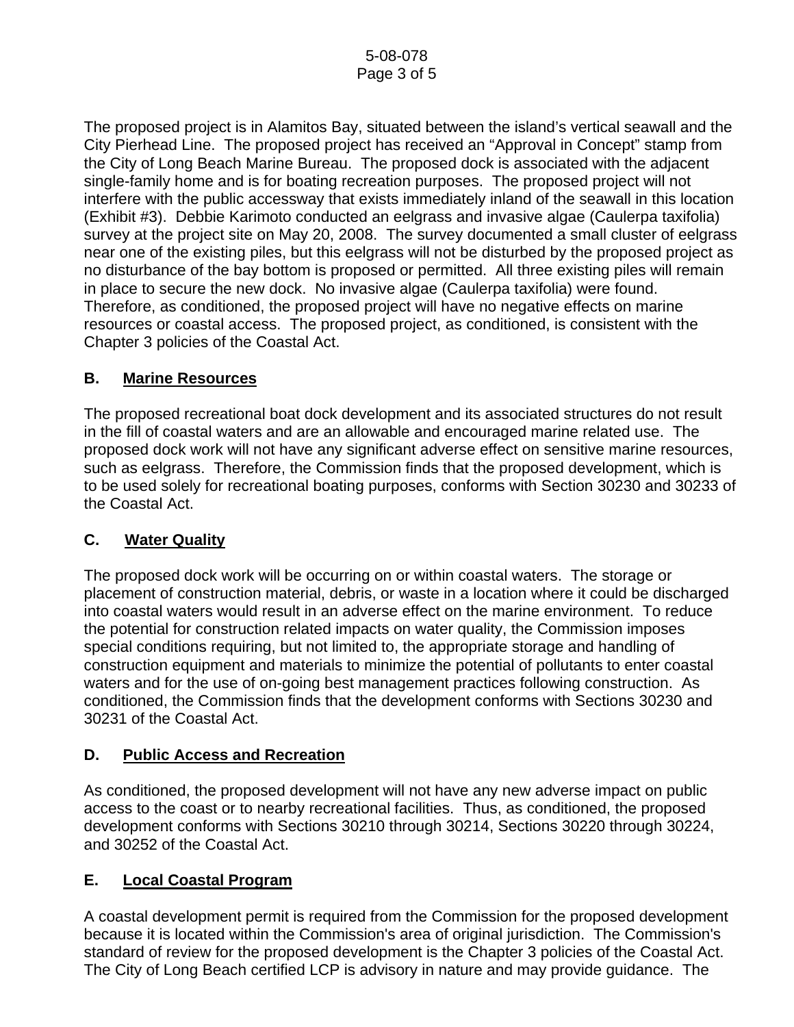The proposed project is in Alamitos Bay, situated between the island's vertical seawall and the City Pierhead Line. The proposed project has received an "Approval in Concept" stamp from the City of Long Beach Marine Bureau. The proposed dock is associated with the adjacent single-family home and is for boating recreation purposes. The proposed project will not interfere with the public accessway that exists immediately inland of the seawall in this location (Exhibit #3). Debbie Karimoto conducted an eelgrass and invasive algae (Caulerpa taxifolia) survey at the project site on May 20, 2008. The survey documented a small cluster of eelgrass near one of the existing piles, but this eelgrass will not be disturbed by the proposed project as no disturbance of the bay bottom is proposed or permitted. All three existing piles will remain in place to secure the new dock. No invasive algae (Caulerpa taxifolia) were found. Therefore, as conditioned, the proposed project will have no negative effects on marine resources or coastal access. The proposed project, as conditioned, is consistent with the Chapter 3 policies of the Coastal Act.

## B. Marine Resources

The proposed recreational boat dock development and its associated structures do not result in the fill of coastal waters and are an allowable and encouraged marine related use. The proposed dock work will not have any significant adverse effect on sensitive marine resources, such as eelgrass. Therefore, the Commission finds that the proposed development, which is to be used solely for recreational boating purposes, conforms with Section 30230 and 30233 of the Coastal Act.

## C. Water Quality

The proposed dock work will be occurring on or within coastal waters. The storage or placement of construction material, debris, or waste in a location where it could be discharged into coastal waters would result in an adverse effect on the marine environment. To reduce the potential for construction related impacts on water quality, the Commission imposes special conditions requiring, but not limited to, the appropriate storage and handling of construction equipment and materials to minimize the potential of pollutants to enter coastal waters and for the use of on-going best management practices following construction. As conditioned, the Commission finds that the development conforms with Sections 30230 and 30231 of the Coastal Act.

## D. Public Access and Recreation

As conditioned, the proposed development will not have any new adverse impact on public access to the coast or to nearby recreational facilities. Thus, as conditioned, the proposed development conforms with Sections 30210 through 30214, Sections 30220 through 30224, and 30252 of the Coastal Act.

## E. Local Coastal Program

A coastal development permit is required from the Commission for the proposed development because it is located within the Commission's area of original jurisdiction. The Commission's standard of review for the proposed development is the Chapter 3 policies of the Coastal Act. The City of Long Beach certified LCP is advisory in nature and may provide guidance. The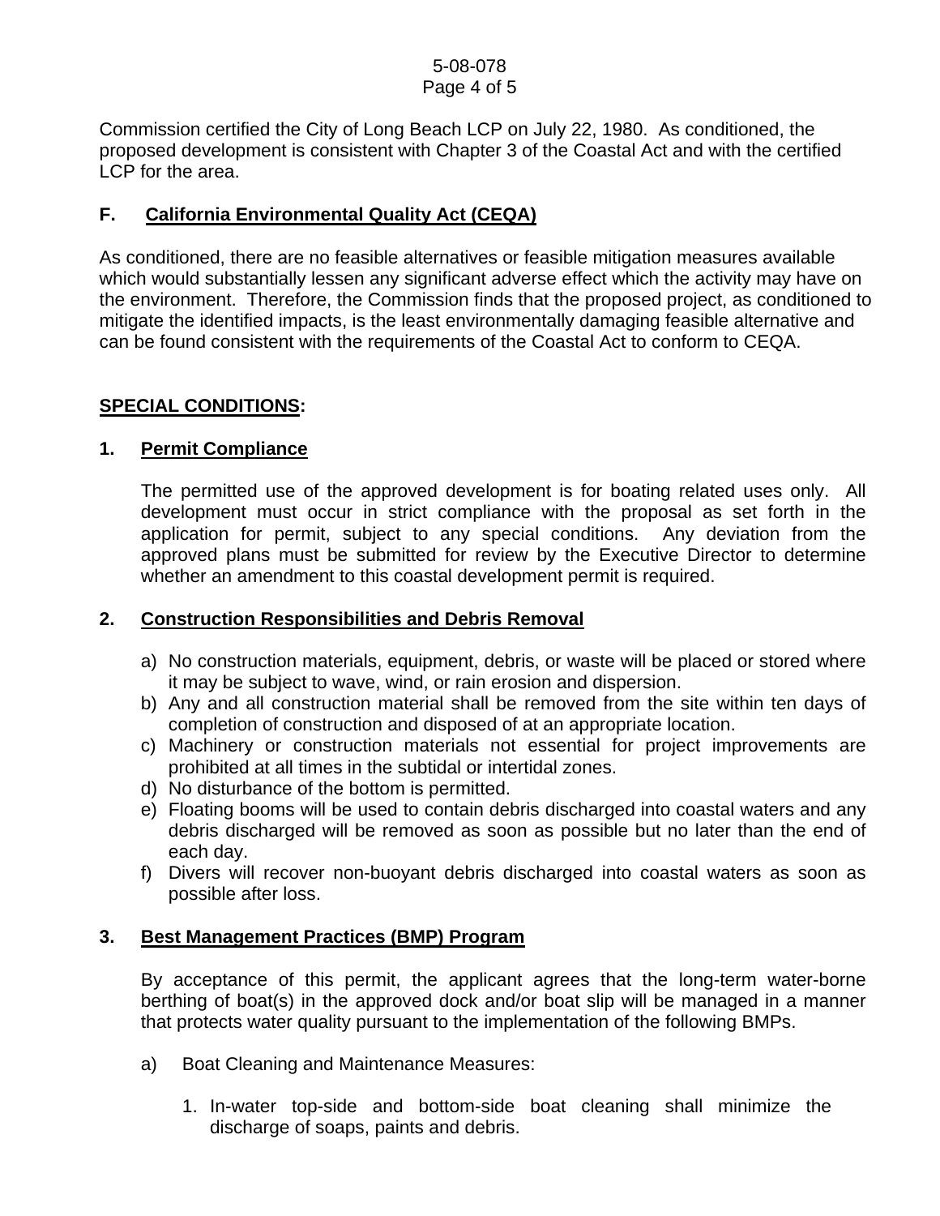Commission certified the City of Long Beach LCP on July 22, 1980. As conditioned, the proposed development is consistent with Chapter 3 of the Coastal Act and with the certified LCP for the area.

## F. California Environmental Quality Act (CEQA)

As conditioned, there are no feasible alternatives or feasible mitigation measures available which would substantially lessen any significant adverse effect which the activity may have on the environment. Therefore, the Commission finds that the proposed project, as conditioned to mitigate the identified impacts, is the least environmentally damaging feasible alternative and can be found consistent with the requirements of the Coastal Act to conform to CEQA.

## SPECIAL CONDITIONS:

### 1. Permit Compliance

The permitted use of the approved development is for boating related uses only. All development must occur in strict compliance with the proposal as set forth in the application for permit, subject to any special conditions. Any deviation from the approved plans must be submitted for review by the Executive Director to determine whether an amendment to this coastal development permit is required.

### 2. Construction Responsibilities and Debris Removal

a) No construction materials, equipment, debris, or waste will be placed or stored where it may be subject to wave, wind, or rain erosion and dispersion.
b) Any and all construction material shall be removed from the site within ten days of completion of construction and disposed of at an appropriate location.
c) Machinery or construction materials not essential for project improvements are prohibited at all times in the subtidal or intertidal zones.
d) No disturbance of the bottom is permitted.
e) Floating booms will be used to contain debris discharged into coastal waters and any debris discharged will be removed as soon as possible but no later than the end of each day.
f) Divers will recover non-buoyant debris discharged into coastal waters as soon as possible after loss.

### 3. Best Management Practices (BMP) Program

By acceptance of this permit, the applicant agrees that the long-term water-borne berthing of boat(s) in the approved dock and/or boat slip will be managed in a manner that protects water quality pursuant to the implementation of the following BMPs.

a) Boat Cleaning and Maintenance Measures:

1. In-water top-side and bottom-side boat cleaning shall minimize the discharge of soaps, paints and debris.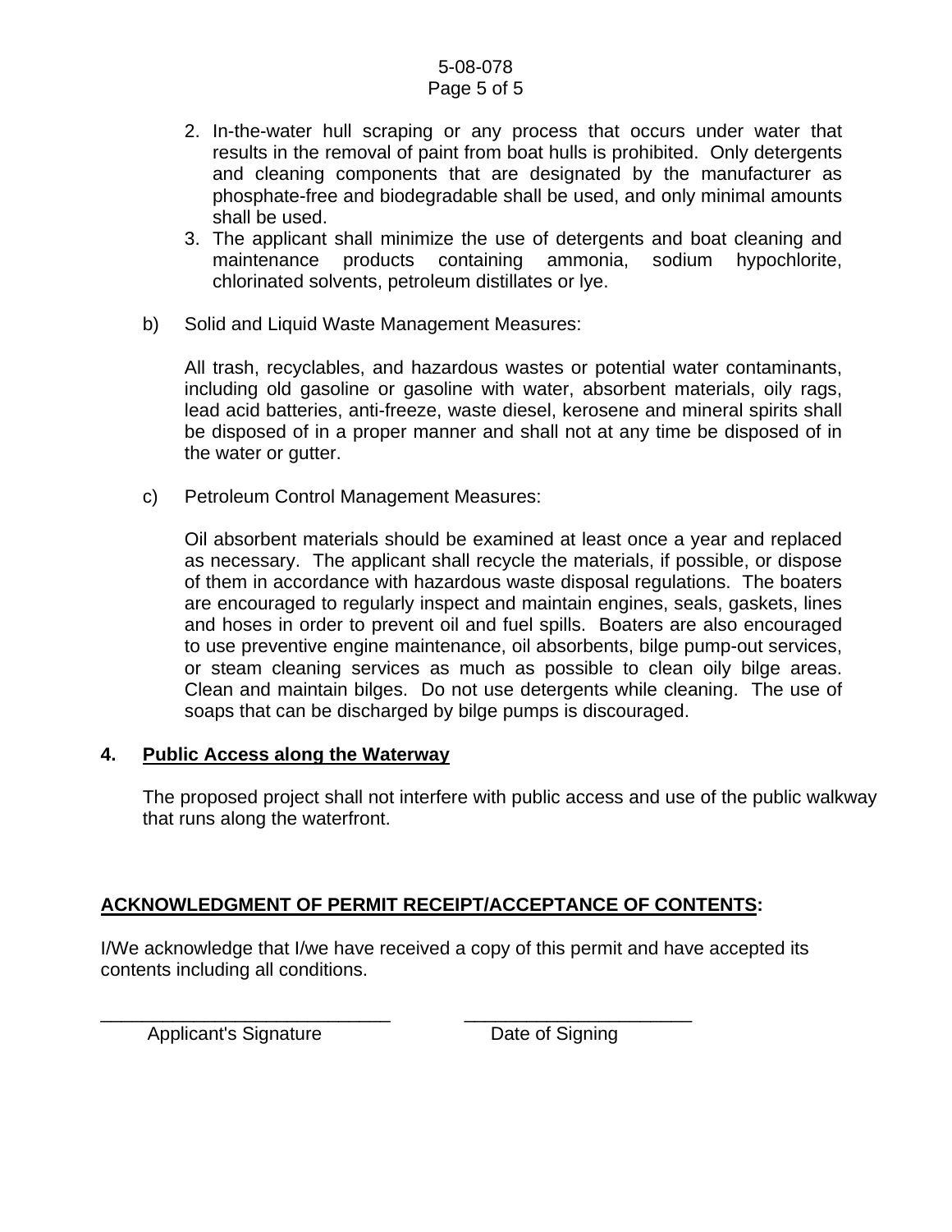2. In-the-water hull scraping or any process that occurs under water that results in the removal of paint from boat hulls is prohibited. Only detergents and cleaning components that are designated by the manufacturer as phosphate-free and biodegradable shall be used, and only minimal amounts shall be used.
3. The applicant shall minimize the use of detergents and boat cleaning and maintenance products containing ammonia, sodium hypochlorite, chlorinated solvents, petroleum distillates or lye.

b) Solid and Liquid Waste Management Measures:

All trash, recyclables, and hazardous wastes or potential water contaminants, including old gasoline or gasoline with water, absorbent materials, oily rags, lead acid batteries, anti-freeze, waste diesel, kerosene and mineral spirits shall be disposed of in a proper manner and shall not at any time be disposed of in the water or gutter.

c) Petroleum Control Management Measures:

Oil absorbent materials should be examined at least once a year and replaced as necessary. The applicant shall recycle the materials, if possible, or dispose of them in accordance with hazardous waste disposal regulations. The boaters are encouraged to regularly inspect and maintain engines, seals, gaskets, lines and hoses in order to prevent oil and fuel spills. Boaters are also encouraged to use preventive engine maintenance, oil absorbents, bilge pump-out services, or steam cleaning services as much as possible to clean oily bilge areas. Clean and maintain bilges. Do not use detergents while cleaning. The use of soaps that can be discharged by bilge pumps is discouraged.

**4. Public Access along the Waterway**

The proposed project shall not interfere with public access and use of the public walkway that runs along the waterfront.

**ACKNOWLEDGMENT OF PERMIT RECEIPT/ACCEPTANCE OF CONTENTS:**

I/We acknowledge that I/we have received a copy of this permit and have accepted its contents including all conditions.

_____________________________ Applicant's Signature

______________________ Date of Signing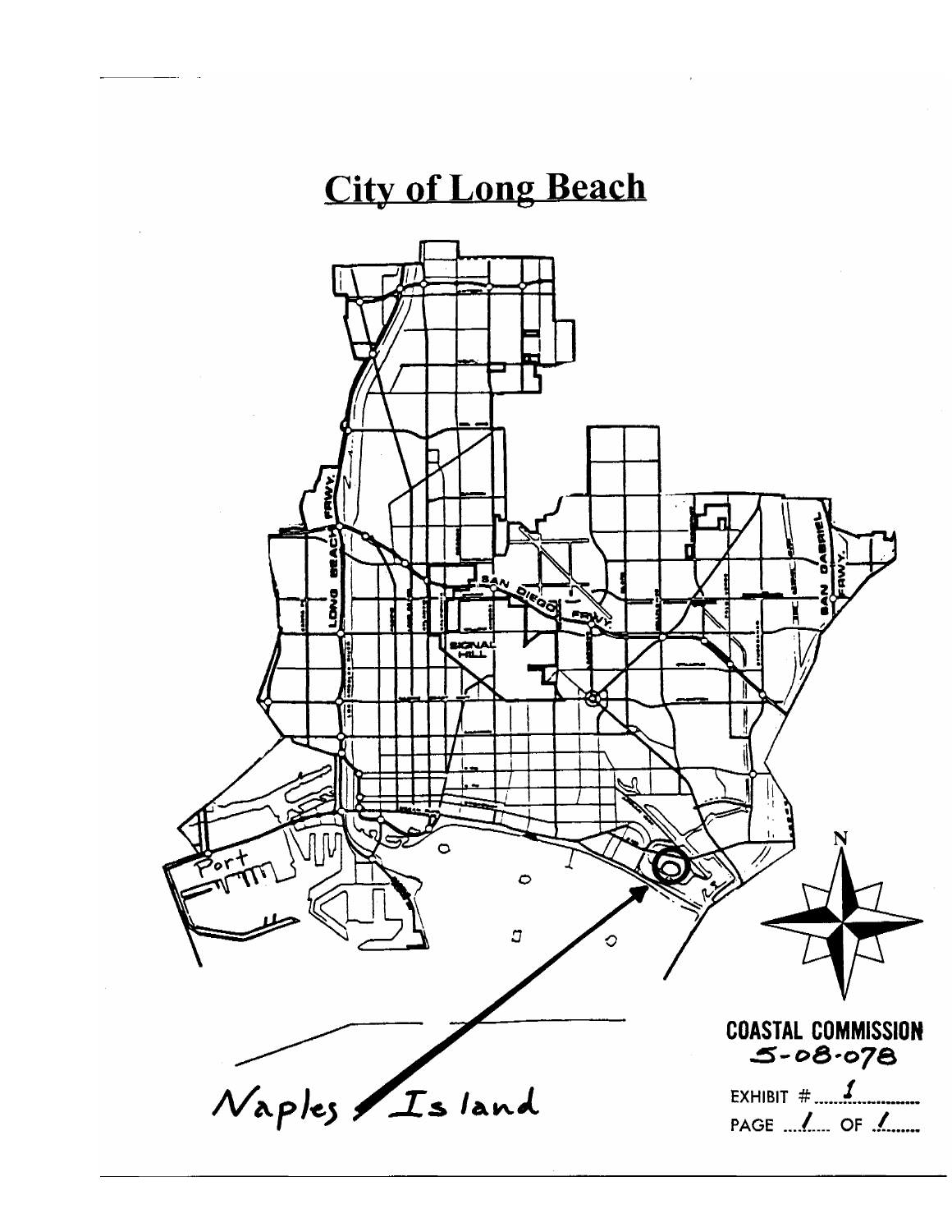# City of Long Beach

Port

LONG BEACH FRWY.

SAN DIEGO FRWY.

SIGNAL HILL

SAN GABRIEL FRWY.

N

Naples Island

COASTAL COMMISSION
5-08-078

EXHIBIT # 1

PAGE 1 OF 1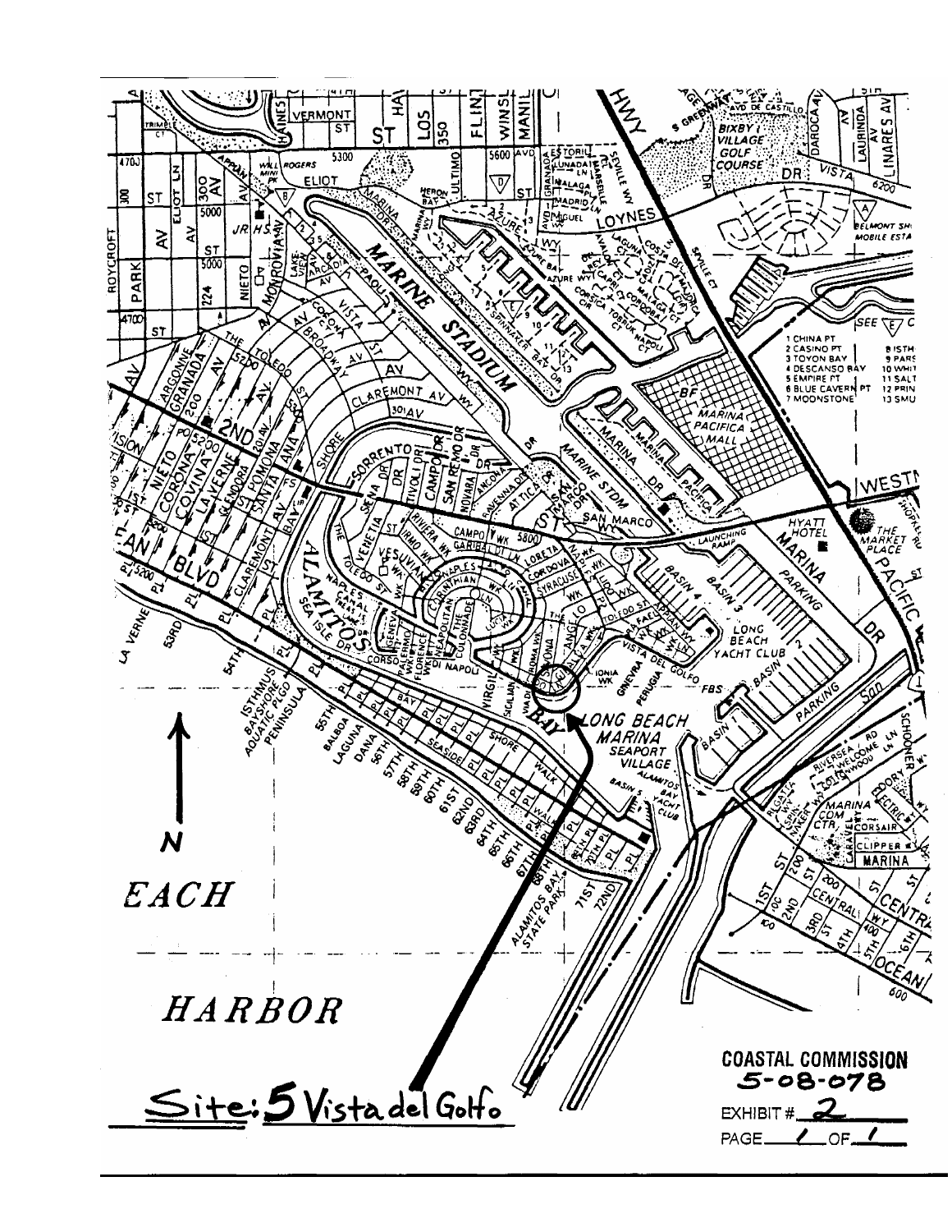Site: 5 Vista del Golfo

COASTAL COMMISSION
5-08-078

EXHIBIT # 2

PAGE 1 OF 1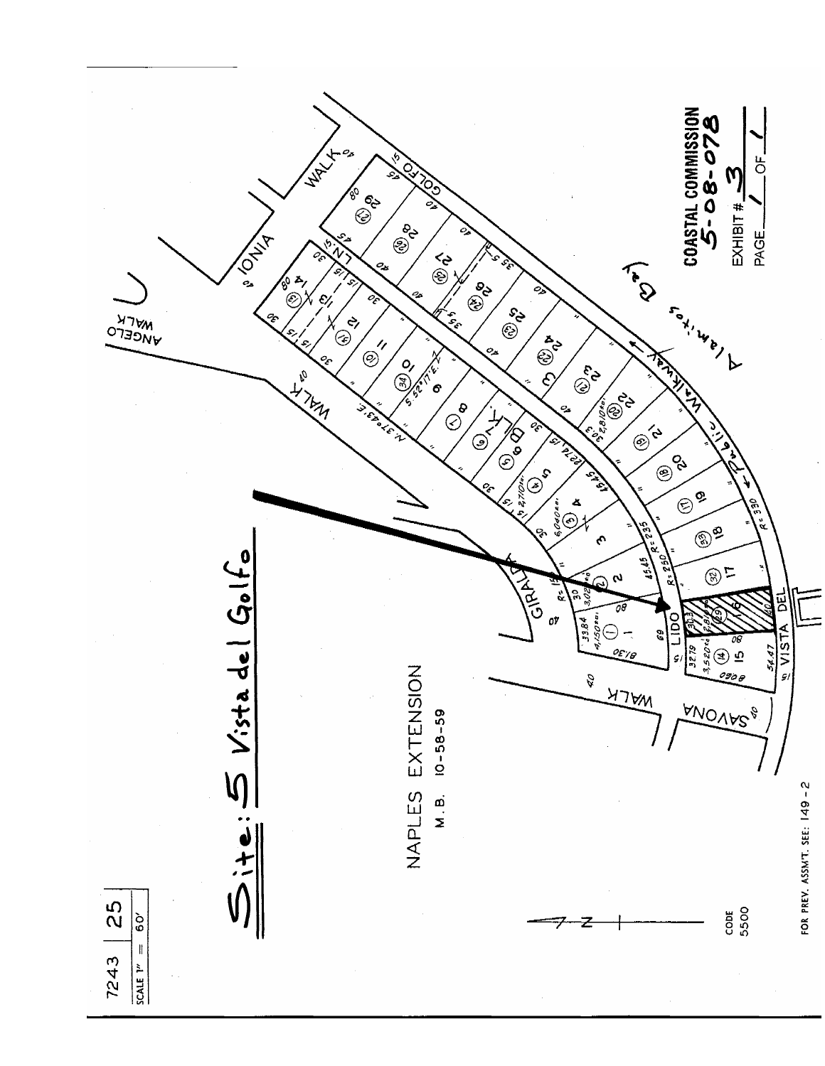7243 | 25

SCALE 1" = 60'

# Site: 5 Vista del Golfo

NAPLES EXTENSION

M.B. 10-58-59

CODE 5500

FOR PREV. ASSM'T. SEE: 149 - 2

Alamitos Bay

Public Walkway

**COASTAL COMMISSION**
**5-08-078**

EXHIBIT # 3

PAGE 1 OF 1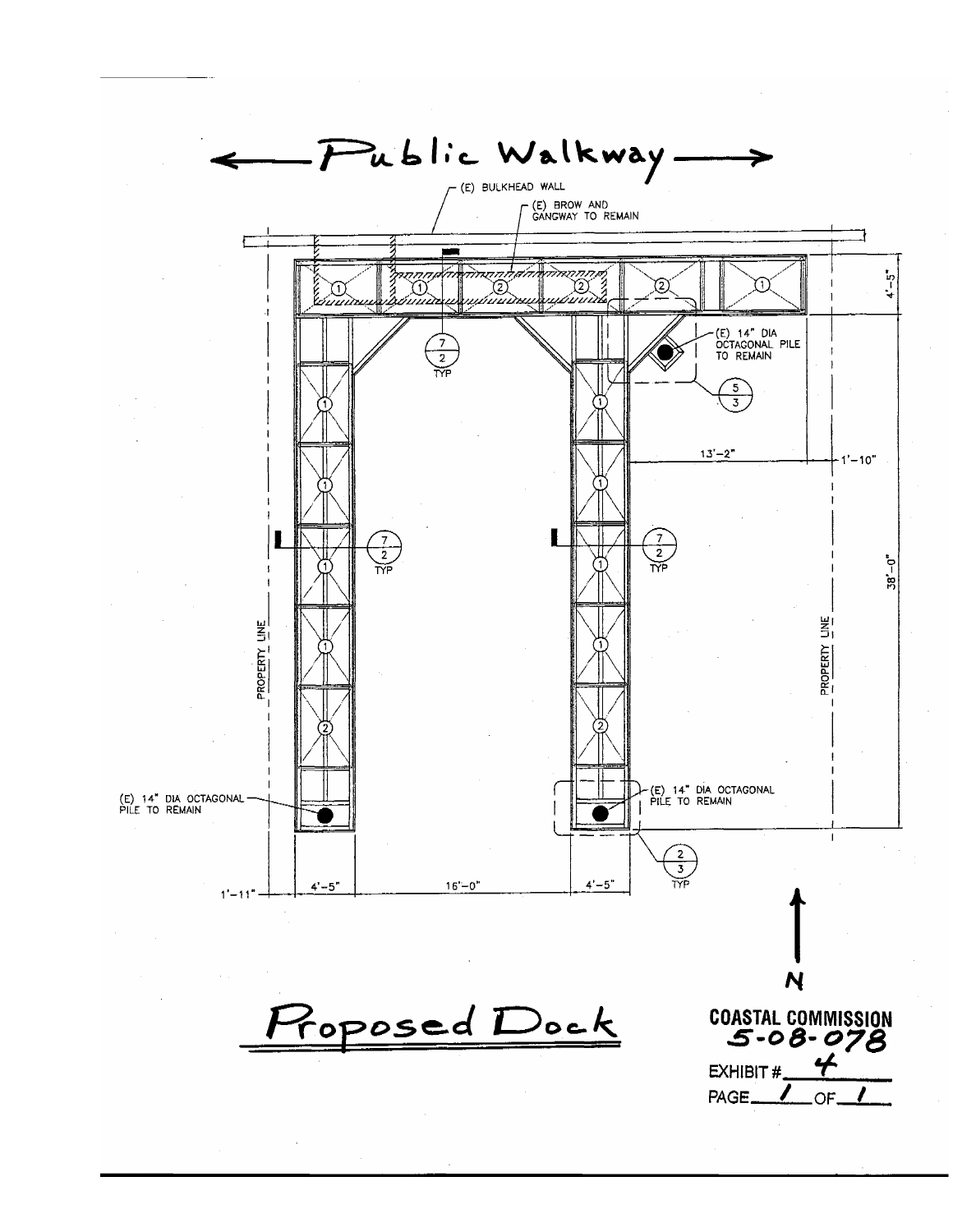← Public Walkway →

(E) BULKHEAD WALL

(E) BROW AND GANGWAY TO REMAIN

(E) 14" DIA OCTAGONAL PILE TO REMAIN

(E) 14" DIA OCTAGONAL PILE TO REMAIN

(E) 14" DIA OCTAGONAL PILE TO REMAIN

PROPERTY LINE

PROPERTY LINE

7/2 TYP

7/2 TYP

7/2 TYP

5/3

2/3 TYP

4'-5"

13'-2"

1'-10"

38'-0"

1'-11"

4'-5"

16'-0"

4'-5"

N

# Proposed Dock

COASTAL COMMISSION
5-08-078

EXHIBIT # 4

PAGE 1 OF 1